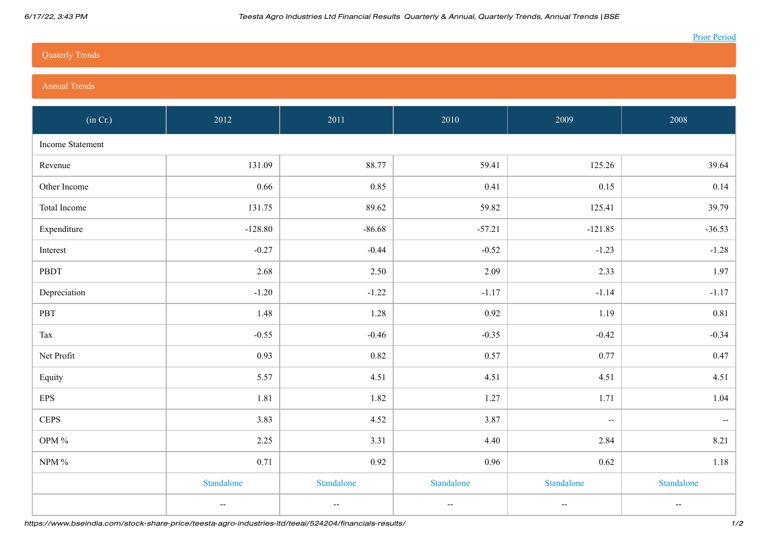Prior Period

## Quaterly Trends

## Annual Trends

| (in Cr.) | 2012 | 2011 | 2010 | 2009 | 2008 |
|---|---|---|---|---|---|
| Income Statement | | | | | |
| Revenue | 131.09 | 88.77 | 59.41 | 125.26 | 39.64 |
| Other Income | 0.66 | 0.85 | 0.41 | 0.15 | 0.14 |
| Total Income | 131.75 | 89.62 | 59.82 | 125.41 | 39.79 |
| Expenditure | -128.80 | -86.68 | -57.21 | -121.85 | -36.53 |
| Interest | -0.27 | -0.44 | -0.52 | -1.23 | -1.28 |
| PBDT | 2.68 | 2.50 | 2.09 | 2.33 | 1.97 |
| Depreciation | -1.20 | -1.22 | -1.17 | -1.14 | -1.17 |
| PBT | 1.48 | 1.28 | 0.92 | 1.19 | 0.81 |
| Tax | -0.55 | -0.46 | -0.35 | -0.42 | -0.34 |
| Net Profit | 0.93 | 0.82 | 0.57 | 0.77 | 0.47 |
| Equity | 5.57 | 4.51 | 4.51 | 4.51 | 4.51 |
| EPS | 1.81 | 1.82 | 1.27 | 1.71 | 1.04 |
| CEPS | 3.83 | 4.52 | 3.87 | -- | -- |
| OPM % | 2.25 | 3.31 | 4.40 | 2.84 | 8.21 |
| NPM % | 0.71 | 0.92 | 0.96 | 0.62 | 1.18 |
| | Standalone | Standalone | Standalone | Standalone | Standalone |
| | -- | -- | -- | -- | -- |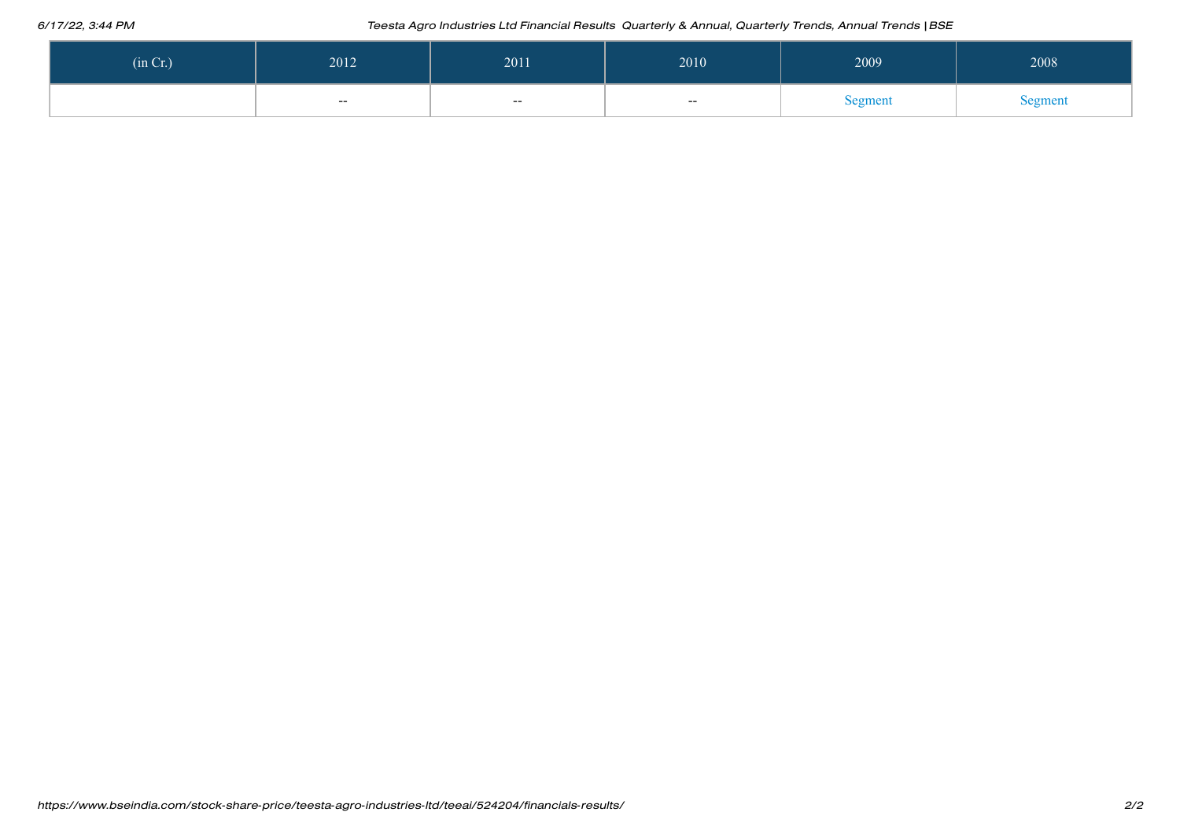| (in Cr.) | 2012 | 2011 | 2010 | 2009 | 2008 |
| --- | --- | --- | --- | --- | --- |
|  | -- | -- | -- | Segment | Segment |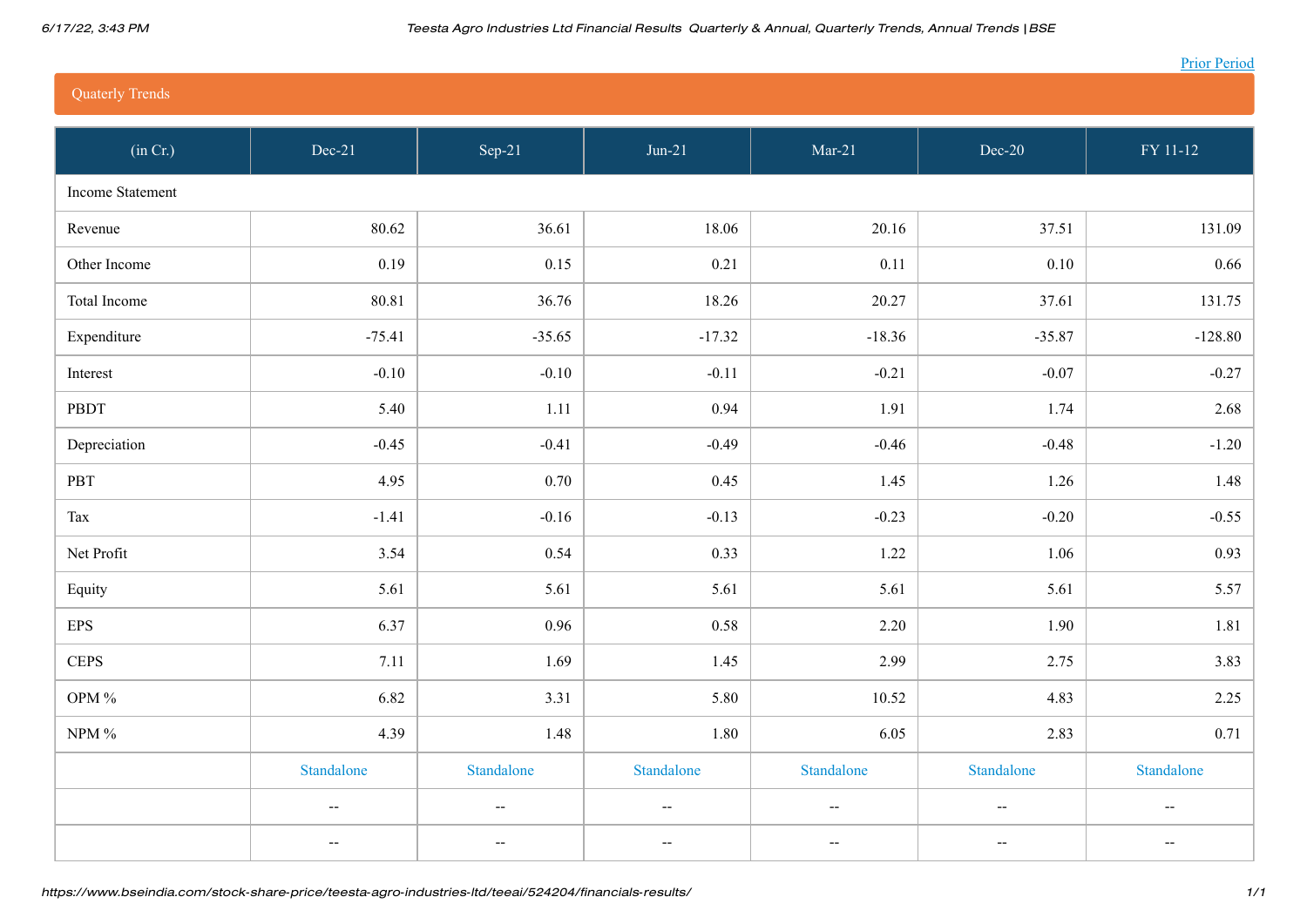Prior Period

## Quaterly Trends

| (in Cr.) | Dec-21 | Sep-21 | Jun-21 | Mar-21 | Dec-20 | FY 11-12 |
|---|---|---|---|---|---|---|
| Income Statement | | | | | | |
| Revenue | 80.62 | 36.61 | 18.06 | 20.16 | 37.51 | 131.09 |
| Other Income | 0.19 | 0.15 | 0.21 | 0.11 | 0.10 | 0.66 |
| Total Income | 80.81 | 36.76 | 18.26 | 20.27 | 37.61 | 131.75 |
| Expenditure | -75.41 | -35.65 | -17.32 | -18.36 | -35.87 | -128.80 |
| Interest | -0.10 | -0.10 | -0.11 | -0.21 | -0.07 | -0.27 |
| PBDT | 5.40 | 1.11 | 0.94 | 1.91 | 1.74 | 2.68 |
| Depreciation | -0.45 | -0.41 | -0.49 | -0.46 | -0.48 | -1.20 |
| PBT | 4.95 | 0.70 | 0.45 | 1.45 | 1.26 | 1.48 |
| Tax | -1.41 | -0.16 | -0.13 | -0.23 | -0.20 | -0.55 |
| Net Profit | 3.54 | 0.54 | 0.33 | 1.22 | 1.06 | 0.93 |
| Equity | 5.61 | 5.61 | 5.61 | 5.61 | 5.61 | 5.57 |
| EPS | 6.37 | 0.96 | 0.58 | 2.20 | 1.90 | 1.81 |
| CEPS | 7.11 | 1.69 | 1.45 | 2.99 | 2.75 | 3.83 |
| OPM % | 6.82 | 3.31 | 5.80 | 10.52 | 4.83 | 2.25 |
| NPM % | 4.39 | 1.48 | 1.80 | 6.05 | 2.83 | 0.71 |
| | Standalone | Standalone | Standalone | Standalone | Standalone | Standalone |
| | -- | -- | -- | -- | -- | -- |
| | -- | -- | -- | -- | -- | -- |